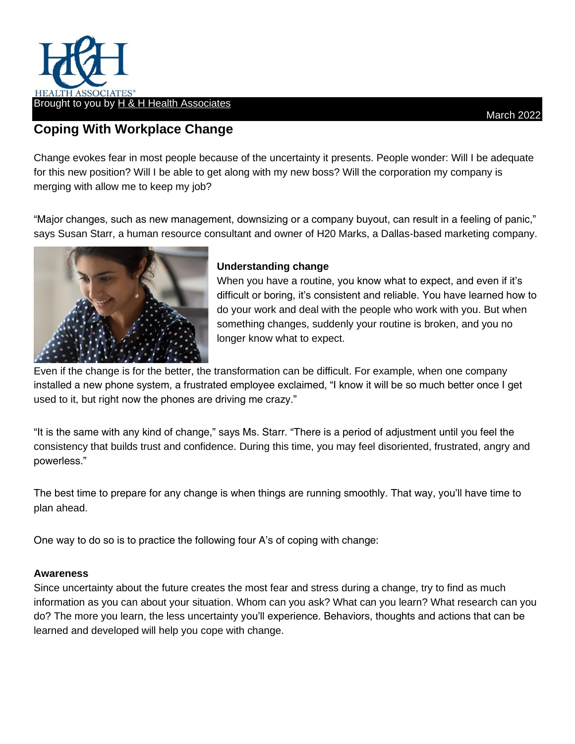Brought to you by H & H Health Associates

March 2022

# Coping With Workplace Change

Change evokes fear in most people because of the uncertainty it presents. People wonder: Will I be adequate for this new position? Will I be able to get along with my new boss? Will the corporation my company is merging with allow me to keep my job?

"Major changes, such as new management, downsizing or a company buyout, can result in a feeling of panic," says Susan Starr, a human resource consultant and owner of H20 Marks, a Dallas-based marketing company.

### Understanding change

When you have a routine, you know what to expect, and even if it's difficult or boring, it's consistent and reliable. You have learned how to do your work and deal with the people who work with you. But when something changes, suddenly your routine is broken, and you no longer know what to expect.

Even if the change is for the better, the transformation can be difficult. For example, when one company installed a new phone system, a frustrated employee exclaimed, "I know it will be so much better once I get used to it, but right now the phones are driving me crazy."

"It is the same with any kind of change," says Ms. Starr. "There is a period of adjustment until you feel the consistency that builds trust and confidence. During this time, you may feel disoriented, frustrated, angry and powerless."

The best time to prepare for any change is when things are running smoothly. That way, you'll have time to plan ahead.

One way to do so is to practice the following four A's of coping with change:

### Awareness

Since uncertainty about the future creates the most fear and stress during a change, try to find as much information as you can about your situation. Whom can you ask? What can you learn? What research can you do? The more you learn, the less uncertainty you'll experience. Behaviors, thoughts and actions that can be learned and developed will help you cope with change.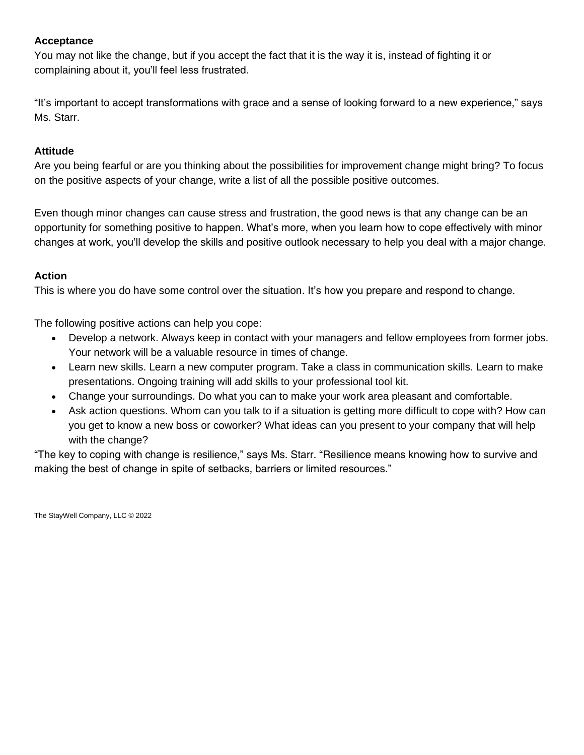**Acceptance**

You may not like the change, but if you accept the fact that it is the way it is, instead of fighting it or complaining about it, you'll feel less frustrated.

"It's important to accept transformations with grace and a sense of looking forward to a new experience," says Ms. Starr.

**Attitude**

Are you being fearful or are you thinking about the possibilities for improvement change might bring? To focus on the positive aspects of your change, write a list of all the possible positive outcomes.

Even though minor changes can cause stress and frustration, the good news is that any change can be an opportunity for something positive to happen. What's more, when you learn how to cope effectively with minor changes at work, you'll develop the skills and positive outlook necessary to help you deal with a major change.

**Action**

This is where you do have some control over the situation. It's how you prepare and respond to change.

The following positive actions can help you cope:

- Develop a network. Always keep in contact with your managers and fellow employees from former jobs. Your network will be a valuable resource in times of change.
- Learn new skills. Learn a new computer program. Take a class in communication skills. Learn to make presentations. Ongoing training will add skills to your professional tool kit.
- Change your surroundings. Do what you can to make your work area pleasant and comfortable.
- Ask action questions. Whom can you talk to if a situation is getting more difficult to cope with? How can you get to know a new boss or coworker? What ideas can you present to your company that will help with the change?

"The key to coping with change is resilience," says Ms. Starr. "Resilience means knowing how to survive and making the best of change in spite of setbacks, barriers or limited resources."

The StayWell Company, LLC © 2022